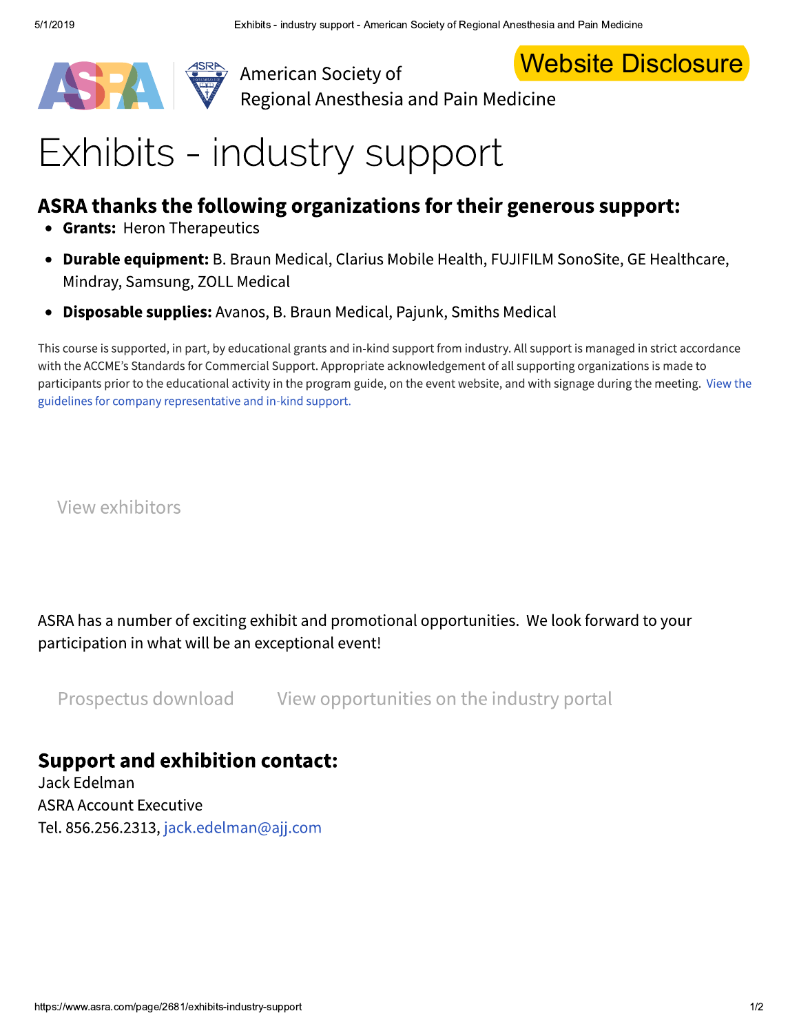Website Disclosure

American Society of Regional Anesthesia and Pain Medicine

# Exhibits - industry support

## ASRA thanks the following organizations for their generous support:

- **Grants:** Heron Therapeutics
- **Durable equipment:** B. Braun Medical, Clarius Mobile Health, FUJIFILM SonoSite, GE Healthcare, Mindray, Samsung, ZOLL Medical
- **Disposable supplies:** Avanos, B. Braun Medical, Pajunk, Smiths Medical

This course is supported, in part, by educational grants and in-kind support from industry. All support is managed in strict accordance with the ACCME's Standards for Commercial Support. Appropriate acknowledgement of all supporting organizations is made to participants prior to the educational activity in the program guide, on the event website, and with signage during the meeting. View the guidelines for company representative and in-kind support.

View exhibitors

ASRA has a number of exciting exhibit and promotional opportunities. We look forward to your participation in what will be an exceptional event!

Prospectus download     View opportunities on the industry portal

## Support and exhibition contact:

Jack Edelman
ASRA Account Executive
Tel. 856.256.2313, jack.edelman@ajj.com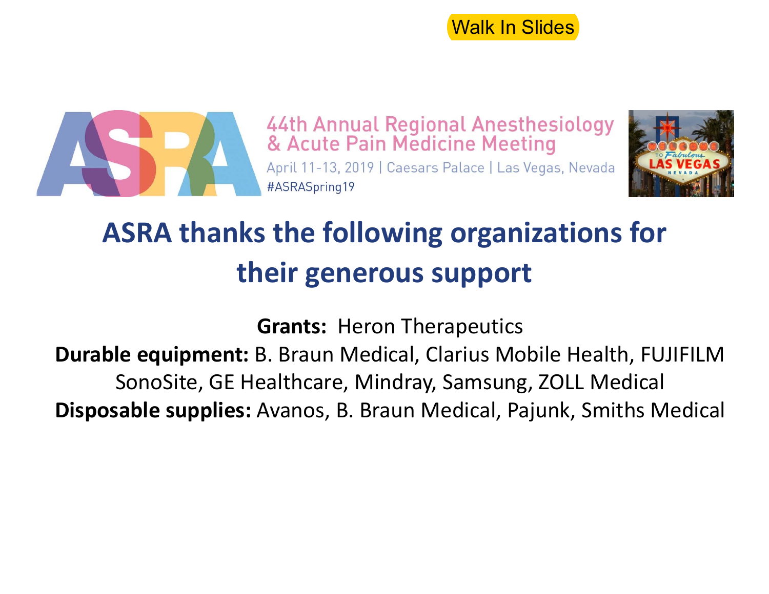Walk In Slides

44th Annual Regional Anesthesiology & Acute Pain Medicine Meeting

April 11-13, 2019 | Caesars Palace | Las Vegas, Nevada

#ASRASpring19

## ASRA thanks the following organizations for their generous support

**Grants:** Heron Therapeutics

**Durable equipment:** B. Braun Medical, Clarius Mobile Health, FUJIFILM SonoSite, GE Healthcare, Mindray, Samsung, ZOLL Medical

**Disposable supplies:** Avanos, B. Braun Medical, Pajunk, Smiths Medical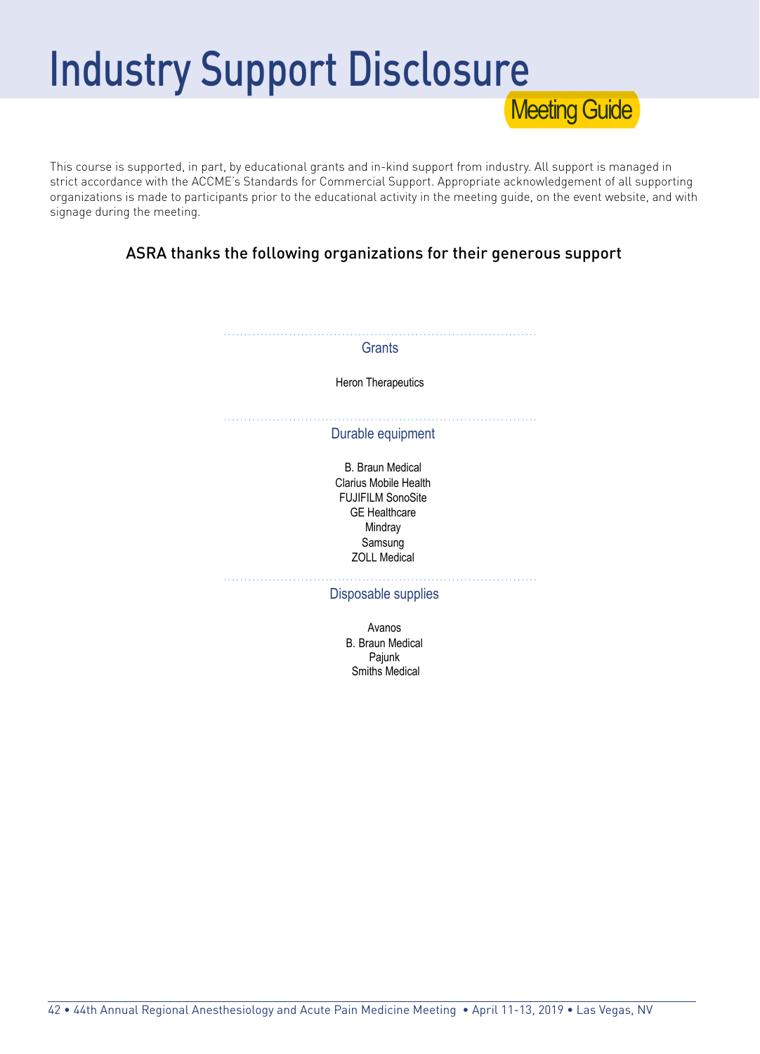# Industry Support Disclosure

Meeting Guide

This course is supported, in part, by educational grants and in-kind support from industry. All support is managed in strict accordance with the ACCME's Standards for Commercial Support. Appropriate acknowledgement of all supporting organizations is made to participants prior to the educational activity in the meeting guide, on the event website, and with signage during the meeting.

## ASRA thanks the following organizations for their generous support

### Grants

Heron Therapeutics

### Durable equipment

B. Braun Medical
Clarius Mobile Health
FUJIFILM SonoSite
GE Healthcare
Mindray
Samsung
ZOLL Medical

### Disposable supplies

Avanos
B. Braun Medical
Pajunk
Smiths Medical